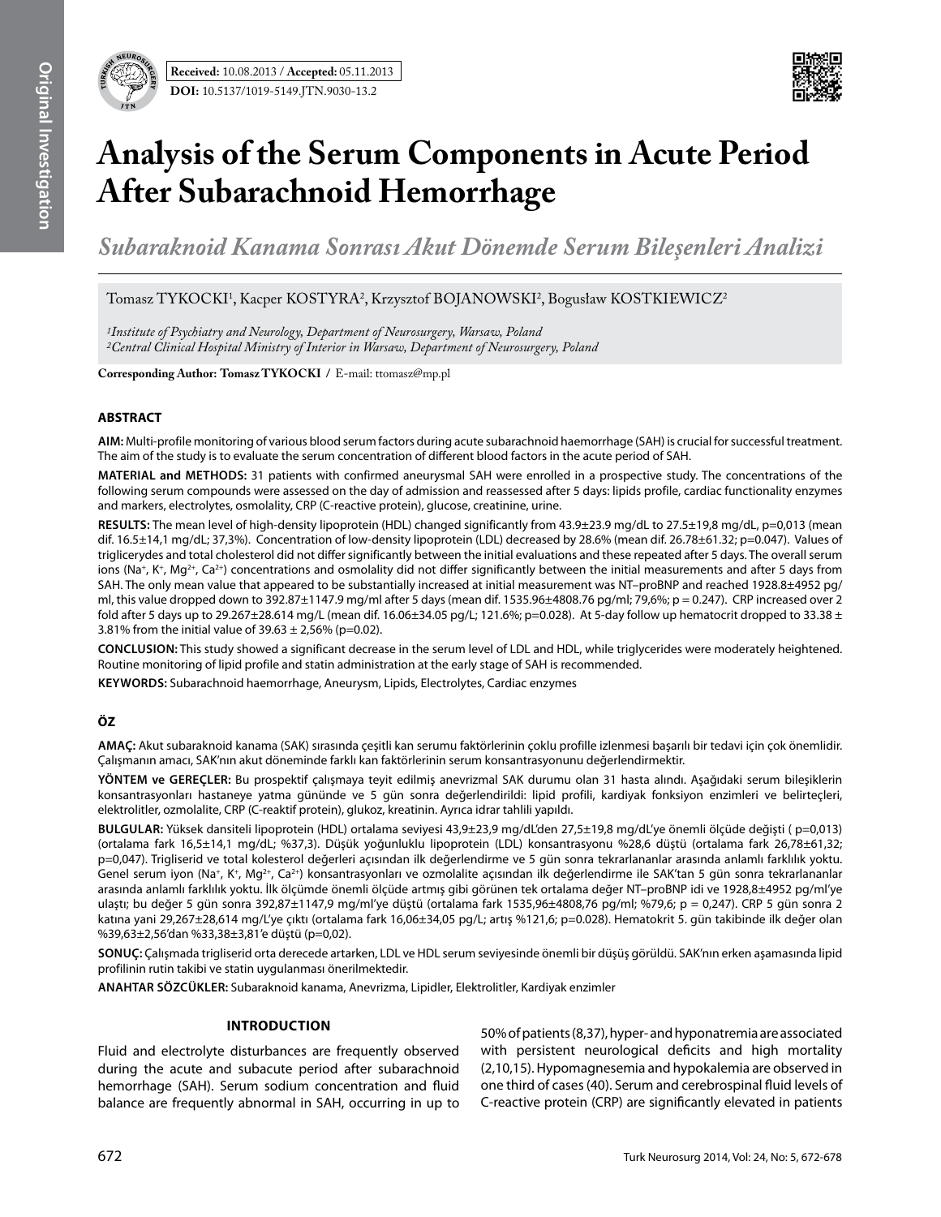Received: 10.08.2013 / Accepted: 05.11.2013

DOI: 10.5137/1019-5149.JTN.9030-13.2

# Analysis of the Serum Components in Acute Period After Subarachnoid Hemorrhage

## *Subaraknoid Kanama Sonrası Akut Dönemde Serum Bileşenleri Analizi*

Tomasz TYKOCKI[1], Kacper KOSTYRA[2], Krzysztof BOJANOWSKI[2], Bogusław KOSTKIEWICZ[2]

*[1]Institute of Psychiatry and Neurology, Department of Neurosurgery, Warsaw, Poland*
*[2]Central Clinical Hospital Ministry of Interior in Warsaw, Department of Neurosurgery, Poland*

**Corresponding Author: Tomasz TYKOCKI /** E-mail: ttomasz@mp.pl

### ABSTRACT

**AIM:** Multi-profile monitoring of various blood serum factors during acute subarachnoid haemorrhage (SAH) is crucial for successful treatment. The aim of the study is to evaluate the serum concentration of different blood factors in the acute period of SAH.

**MATERIAL and METHODS:** 31 patients with confirmed aneurysmal SAH were enrolled in a prospective study. The concentrations of the following serum compounds were assessed on the day of admission and reassessed after 5 days: lipids profile, cardiac functionality enzymes and markers, electrolytes, osmolality, CRP (C-reactive protein), glucose, creatinine, urine.

**RESULTS:** The mean level of high-density lipoprotein (HDL) changed significantly from 43.9±23.9 mg/dL to 27.5±19,8 mg/dL, p=0,013 (mean dif. 16.5±14,1 mg/dL; 37,3%). Concentration of low-density lipoprotein (LDL) decreased by 28.6% (mean dif. 26.78±61.32; p=0.047). Values of triglicerydes and total cholesterol did not differ significantly between the initial evaluations and these repeated after 5 days. The overall serum ions ($Na^+$, $K^+$, $Mg^{2+}$, $Ca^{2+}$) concentrations and osmolality did not differ significantly between the initial measurements and after 5 days from SAH. The only mean value that appeared to be substantially increased at initial measurement was NT–proBNP and reached 1928.8±4952 pg/ml, this value dropped down to 392.87±1147.9 mg/ml after 5 days (mean dif. 1535.96±4808.76 pg/ml; 79,6%; p = 0.247). CRP increased over 2 fold after 5 days up to 29.267±28.614 mg/L (mean dif. 16.06±34.05 pg/L; 121.6%; p=0.028). At 5-day follow up hematocrit dropped to 33.38 ± 3.81% from the initial value of 39.63 ± 2,56% (p=0.02).

**CONCLUSION:** This study showed a significant decrease in the serum level of LDL and HDL, while triglycerides were moderately heightened. Routine monitoring of lipid profile and statin administration at the early stage of SAH is recommended.

**KEYWORDS:** Subarachnoid haemorrhage, Aneurysm, Lipids, Electrolytes, Cardiac enzymes

### ÖZ

**AMAÇ:** Akut subaraknoid kanama (SAK) sırasında çeşitli kan serumu faktörlerinin çoklu profille izlenmesi başarılı bir tedavi için çok önemlidir. Çalışmanın amacı, SAK'nın akut döneminde farklı kan faktörlerinin serum konsantrasyonunu değerlendirmektir.

**YÖNTEM ve GEREÇLER:** Bu prospektif çalışmaya teyit edilmiş anevrizmal SAK durumu olan 31 hasta alındı. Aşağıdaki serum bileşiklerin konsantrasyonları hastaneye yatma gününde ve 5 gün sonra değerlendirildi: lipid profili, kardiyak fonksiyon enzimleri ve belirteçleri, elektrolitler, ozmolalite, CRP (C-reaktif protein), glukoz, kreatinin. Ayrıca idrar tahlili yapıldı.

**BULGULAR:** Yüksek dansiteli lipoprotein (HDL) ortalama seviyesi 43,9±23,9 mg/dL'den 27,5±19,8 mg/dL'ye önemli ölçüde değişti ( p=0,013) (ortalama fark 16,5±14,1 mg/dL; %37,3). Düşük yoğunluklu lipoprotein (LDL) konsantrasyonu %28,6 düştü (ortalama fark 26,78±61,32; p=0,047). Trigliserid ve total kolesterol değerleri açısından ilk değerlendirme ve 5 gün sonra tekrarlananlar arasında anlamlı farklılık yoktu. Genel serum iyon ($Na^+$, $K^+$, $Mg^{2+}$, $Ca^{2+}$) konsantrasyonları ve ozmolalite açısından ilk değerlendirme ile SAK'tan 5 gün sonra tekrarlananlar arasında anlamlı farklılık yoktu. İlk ölçümde önemli ölçüde artmış gibi görünen tek ortalama değer NT–proBNP idi ve 1928,8±4952 pg/ml'ye ulaştı; bu değer 5 gün sonra 392,87±1147,9 mg/ml'ye düştü (ortalama fark 1535,96±4808,76 pg/ml; %79,6; p = 0,247). CRP 5 gün sonra 2 katına yani 29,267±28,614 mg/L'ye çıktı (ortalama fark 16,06±34,05 pg/L; artış %121,6; p=0.028). Hematokrit 5. gün takibinde ilk değer olan %39,63±2,56'dan %33,38±3,81'e düştü (p=0,02).

**SONUÇ:** Çalışmada trigliserid orta derecede artarken, LDL ve HDL serum seviyesinde önemli bir düşüş görüldü. SAK'nın erken aşamasında lipid profilinin rutin takibi ve statin uygulanması önerilmektedir.

**ANAHTAR SÖZCÜKLER:** Subaraknoid kanama, Anevrizma, Lipidler, Elektrolitler, Kardiyak enzimler

### INTRODUCTION

Fluid and electrolyte disturbances are frequently observed during the acute and subacute period after subarachnoid hemorrhage (SAH). Serum sodium concentration and fluid balance are frequently abnormal in SAH, occurring in up to 50% of patients (8,37), hyper- and hyponatremia are associated with persistent neurological deficits and high mortality (2,10,15). Hypomagnesemia and hypokalemia are observed in one third of cases (40). Serum and cerebrospinal fluid levels of C-reactive protein (CRP) are significantly elevated in patients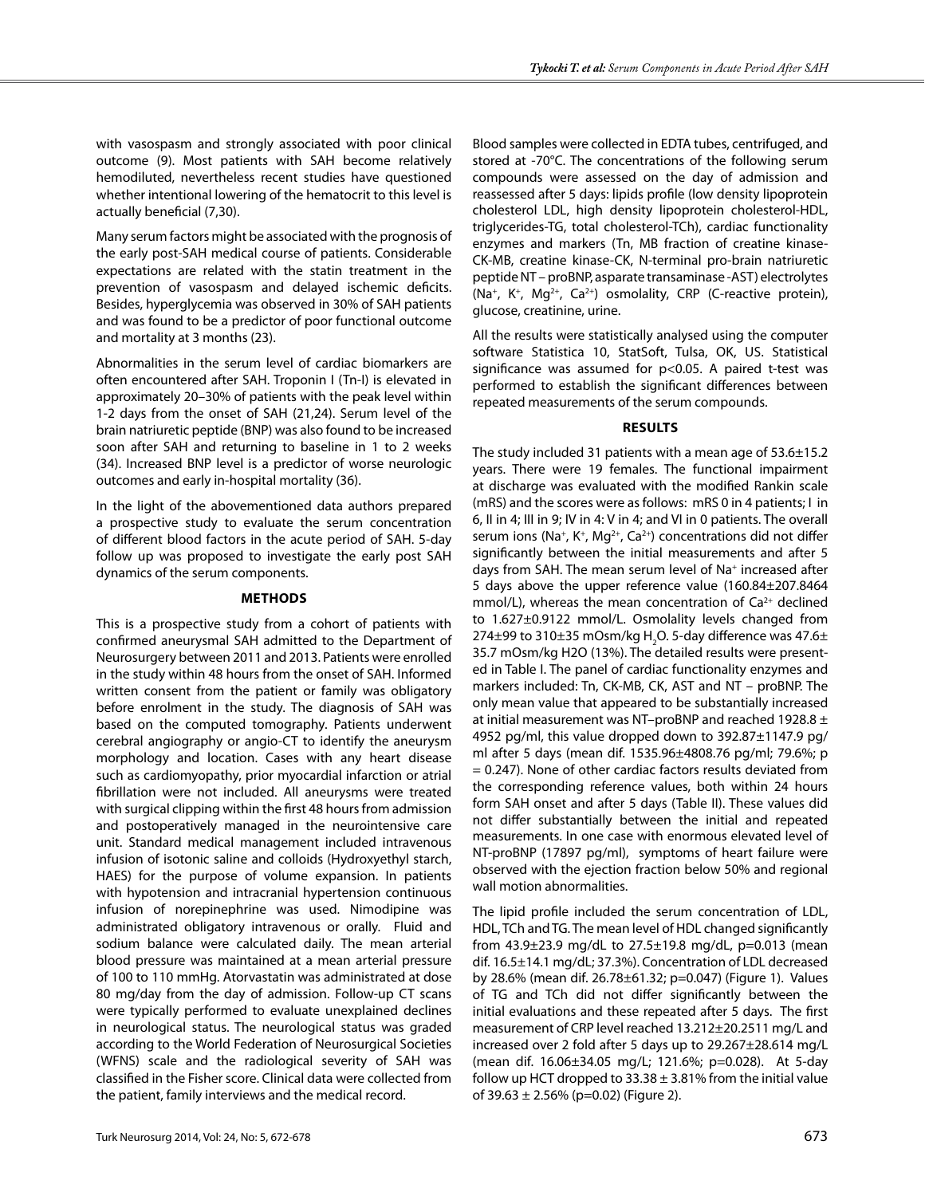with vasospasm and strongly associated with poor clinical outcome (9). Most patients with SAH become relatively hemodiluted, nevertheless recent studies have questioned whether intentional lowering of the hematocrit to this level is actually beneficial (7,30).

Many serum factors might be associated with the prognosis of the early post-SAH medical course of patients. Considerable expectations are related with the statin treatment in the prevention of vasospasm and delayed ischemic deficits. Besides, hyperglycemia was observed in 30% of SAH patients and was found to be a predictor of poor functional outcome and mortality at 3 months (23).

Abnormalities in the serum level of cardiac biomarkers are often encountered after SAH. Troponin I (Tn-I) is elevated in approximately 20–30% of patients with the peak level within 1-2 days from the onset of SAH (21,24). Serum level of the brain natriuretic peptide (BNP) was also found to be increased soon after SAH and returning to baseline in 1 to 2 weeks (34). Increased BNP level is a predictor of worse neurologic outcomes and early in-hospital mortality (36).

In the light of the abovementioned data authors prepared a prospective study to evaluate the serum concentration of different blood factors in the acute period of SAH. 5-day follow up was proposed to investigate the early post SAH dynamics of the serum components.

## METHODS

This is a prospective study from a cohort of patients with confirmed aneurysmal SAH admitted to the Department of Neurosurgery between 2011 and 2013. Patients were enrolled in the study within 48 hours from the onset of SAH. Informed written consent from the patient or family was obligatory before enrolment in the study. The diagnosis of SAH was based on the computed tomography. Patients underwent cerebral angiography or angio-CT to identify the aneurysm morphology and location. Cases with any heart disease such as cardiomyopathy, prior myocardial infarction or atrial fibrillation were not included. All aneurysms were treated with surgical clipping within the first 48 hours from admission and postoperatively managed in the neurointensive care unit. Standard medical management included intravenous infusion of isotonic saline and colloids (Hydroxyethyl starch, HAES) for the purpose of volume expansion. In patients with hypotension and intracranial hypertension continuous infusion of norepinephrine was used. Nimodipine was administrated obligatory intravenous or orally. Fluid and sodium balance were calculated daily. The mean arterial blood pressure was maintained at a mean arterial pressure of 100 to 110 mmHg. Atorvastatin was administrated at dose 80 mg/day from the day of admission. Follow-up CT scans were typically performed to evaluate unexplained declines in neurological status. The neurological status was graded according to the World Federation of Neurosurgical Societies (WFNS) scale and the radiological severity of SAH was classified in the Fisher score. Clinical data were collected from the patient, family interviews and the medical record.

Blood samples were collected in EDTA tubes, centrifuged, and stored at -70°C. The concentrations of the following serum compounds were assessed on the day of admission and reassessed after 5 days: lipids profile (low density lipoprotein cholesterol LDL, high density lipoprotein cholesterol-HDL, triglycerides-TG, total cholesterol-TCh), cardiac functionality enzymes and markers (Tn, MB fraction of creatine kinase-CK-MB, creatine kinase-CK, N-terminal pro-brain natriuretic peptide NT – proBNP, asparate transaminase -AST) electrolytes ($Na^+$, $K^+$, $Mg^{2+}$, $Ca^{2+}$) osmolality, CRP (C-reactive protein), glucose, creatinine, urine.

All the results were statistically analysed using the computer software Statistica 10, StatSoft, Tulsa, OK, US. Statistical significance was assumed for $p<0.05$. A paired t-test was performed to establish the significant differences between repeated measurements of the serum compounds.

## RESULTS

The study included 31 patients with a mean age of 53.6±15.2 years. There were 19 females. The functional impairment at discharge was evaluated with the modified Rankin scale (mRS) and the scores were as follows: mRS 0 in 4 patients; I in 6, II in 4; III in 9; IV in 4: V in 4; and VI in 0 patients. The overall serum ions ($Na^+$, $K^+$, $Mg^{2+}$, $Ca^{2+}$) concentrations did not differ significantly between the initial measurements and after 5 days from SAH. The mean serum level of $Na^+$ increased after 5 days above the upper reference value (160.84±207.8464 mmol/L), whereas the mean concentration of $Ca^{2+}$ declined to 1.627±0.9122 mmol/L. Osmolality levels changed from 274±99 to 310±35 mOsm/kg $H_2O$. 5-day difference was 47.6± 35.7 mOsm/kg H2O (13%). The detailed results were presented in Table I. The panel of cardiac functionality enzymes and markers included: Tn, CK-MB, CK, AST and NT – proBNP. The only mean value that appeared to be substantially increased at initial measurement was NT–proBNP and reached 1928.8 ± 4952 pg/ml, this value dropped down to 392.87±1147.9 pg/ml after 5 days (mean dif. 1535.96±4808.76 pg/ml; 79.6%; p = 0.247). None of other cardiac factors results deviated from the corresponding reference values, both within 24 hours form SAH onset and after 5 days (Table II). These values did not differ substantially between the initial and repeated measurements. In one case with enormous elevated level of NT-proBNP (17897 pg/ml), symptoms of heart failure were observed with the ejection fraction below 50% and regional wall motion abnormalities.

The lipid profile included the serum concentration of LDL, HDL, TCh and TG. The mean level of HDL changed significantly from 43.9±23.9 mg/dL to 27.5±19.8 mg/dL, p=0.013 (mean dif. 16.5±14.1 mg/dL; 37.3%). Concentration of LDL decreased by 28.6% (mean dif. 26.78±61.32; p=0.047) (Figure 1). Values of TG and TCh did not differ significantly between the initial evaluations and these repeated after 5 days. The first measurement of CRP level reached 13.212±20.2511 mg/L and increased over 2 fold after 5 days up to 29.267±28.614 mg/L (mean dif. 16.06±34.05 mg/L; 121.6%; p=0.028). At 5-day follow up HCT dropped to 33.38 ± 3.81% from the initial value of 39.63 ± 2.56% (p=0.02) (Figure 2).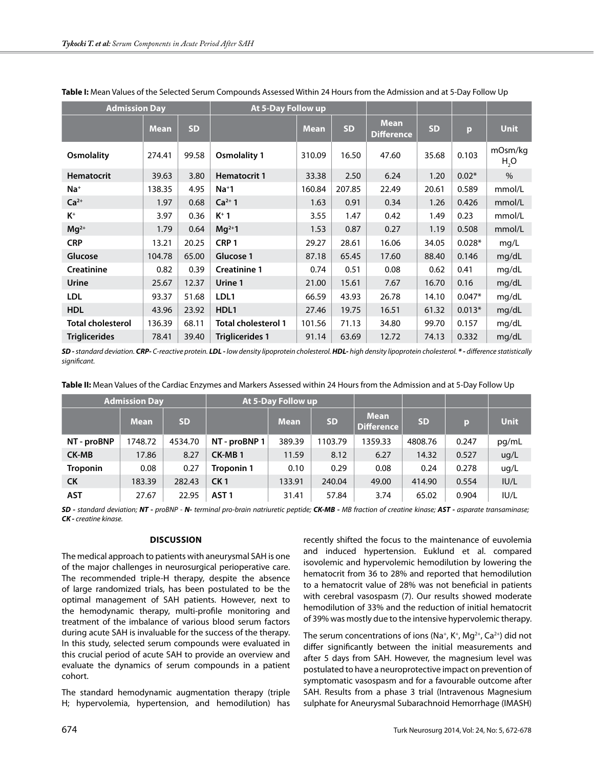**Table I:** Mean Values of the Selected Serum Compounds Assessed Within 24 Hours from the Admission and at 5-Day Follow Up

| Admission Day | | | At 5-Day Follow up | | | | | | |
|---|---|---|---|---|---|---|---|---|---|
| | **Mean** | **SD** | | **Mean** | **SD** | **Mean Difference** | **SD** | **p** | **Unit** |
| **Osmolality** | 274.41 | 99.58 | **Osmolality 1** | 310.09 | 16.50 | 47.60 | 35.68 | 0.103 | mOsm/kg $H_2O$ |
| **Hematocrit** | 39.63 | 3.80 | **Hematocrit 1** | 33.38 | 2.50 | 6.24 | 1.20 | 0.02* | % |
| **$Na^+$** | 138.35 | 4.95 | **$Na^+$1** | 160.84 | 207.85 | 22.49 | 20.61 | 0.589 | mmol/L |
| **$Ca^{2+}$** | 1.97 | 0.68 | **$Ca^{2+}$ 1** | 1.63 | 0.91 | 0.34 | 1.26 | 0.426 | mmol/L |
| **$K^+$** | 3.97 | 0.36 | **$K^+$ 1** | 3.55 | 1.47 | 0.42 | 1.49 | 0.23 | mmol/L |
| **$Mg^{2+}$** | 1.79 | 0.64 | **$Mg^{2+}$1** | 1.53 | 0.87 | 0.27 | 1.19 | 0.508 | mmol/L |
| **CRP** | 13.21 | 20.25 | **CRP 1** | 29.27 | 28.61 | 16.06 | 34.05 | 0.028* | mg/L |
| **Glucose** | 104.78 | 65.00 | **Glucose 1** | 87.18 | 65.45 | 17.60 | 88.40 | 0.146 | mg/dL |
| **Creatinine** | 0.82 | 0.39 | **Creatinine 1** | 0.74 | 0.51 | 0.08 | 0.62 | 0.41 | mg/dL |
| **Urine** | 25.67 | 12.37 | **Urine 1** | 21.00 | 15.61 | 7.67 | 16.70 | 0.16 | mg/dL |
| **LDL** | 93.37 | 51.68 | **LDL1** | 66.59 | 43.93 | 26.78 | 14.10 | 0.047* | mg/dL |
| **HDL** | 43.96 | 23.92 | **HDL1** | 27.46 | 19.75 | 16.51 | 61.32 | 0.013* | mg/dL |
| **Total cholesterol** | 136.39 | 68.11 | **Total cholesterol 1** | 101.56 | 71.13 | 34.80 | 99.70 | 0.157 | mg/dL |
| **Triglicerides** | 78.41 | 39.40 | **Triglicerides 1** | 91.14 | 63.69 | 12.72 | 74.13 | 0.332 | mg/dL |

***SD -** standard deviation. **CRP-** C-reactive protein. **LDL -** low density lipoprotein cholesterol. **HDL-** high density lipoprotein cholesterol. **\* -** difference statistically significant.*

**Table II:** Mean Values of the Cardiac Enzymes and Markers Assessed within 24 Hours from the Admission and at 5-Day Follow Up

| Admission Day | | | At 5-Day Follow up | | | | | | |
|---|---|---|---|---|---|---|---|---|---|
| | **Mean** | **SD** | | **Mean** | **SD** | **Mean Difference** | **SD** | **p** | **Unit** |
| **NT - proBNP** | 1748.72 | 4534.70 | **NT - proBNP 1** | 389.39 | 1103.79 | 1359.33 | 4808.76 | 0.247 | pg/mL |
| **CK-MB** | 17.86 | 8.27 | **CK-MB 1** | 11.59 | 8.12 | 6.27 | 14.32 | 0.527 | ug/L |
| **Troponin** | 0.08 | 0.27 | **Troponin 1** | 0.10 | 0.29 | 0.08 | 0.24 | 0.278 | ug/L |
| **CK** | 183.39 | 282.43 | **CK 1** | 133.91 | 240.04 | 49.00 | 414.90 | 0.554 | IU/L |
| **AST** | 27.67 | 22.95 | **AST 1** | 31.41 | 57.84 | 3.74 | 65.02 | 0.904 | IU/L |

***SD -** standard deviation; **NT -** proBNP - **N-** terminal pro-brain natriuretic peptide; **CK-MB -** MB fraction of creatine kinase; **AST -** asparate transaminase; **CK -** creatine kinase.*

## DISCUSSION

The medical approach to patients with aneurysmal SAH is one of the major challenges in neurosurgical perioperative care. The recommended triple-H therapy, despite the absence of large randomized trials, has been postulated to be the optimal management of SAH patients. However, next to the hemodynamic therapy, multi-profile monitoring and treatment of the imbalance of various blood serum factors during acute SAH is invaluable for the success of the therapy. In this study, selected serum compounds were evaluated in this crucial period of acute SAH to provide an overview and evaluate the dynamics of serum compounds in a patient cohort.

The standard hemodynamic augmentation therapy (triple H; hypervolemia, hypertension, and hemodilution) has recently shifted the focus to the maintenance of euvolemia and induced hypertension. Euklund et al. compared isovolemic and hypervolemic hemodilution by lowering the hematocrit from 36 to 28% and reported that hemodilution to a hematocrit value of 28% was not beneficial in patients with cerebral vasospasm (7). Our results showed moderate hemodilution of 33% and the reduction of initial hematocrit of 39% was mostly due to the intensive hypervolemic therapy.

The serum concentrations of ions ($Na^+$, $K^+$, $Mg^{2+}$, $Ca^{2+}$) did not differ significantly between the initial measurements and after 5 days from SAH. However, the magnesium level was postulated to have a neuroprotective impact on prevention of symptomatic vasospasm and for a favourable outcome after SAH. Results from a phase 3 trial (Intravenous Magnesium sulphate for Aneurysmal Subarachnoid Hemorrhage (IMASH)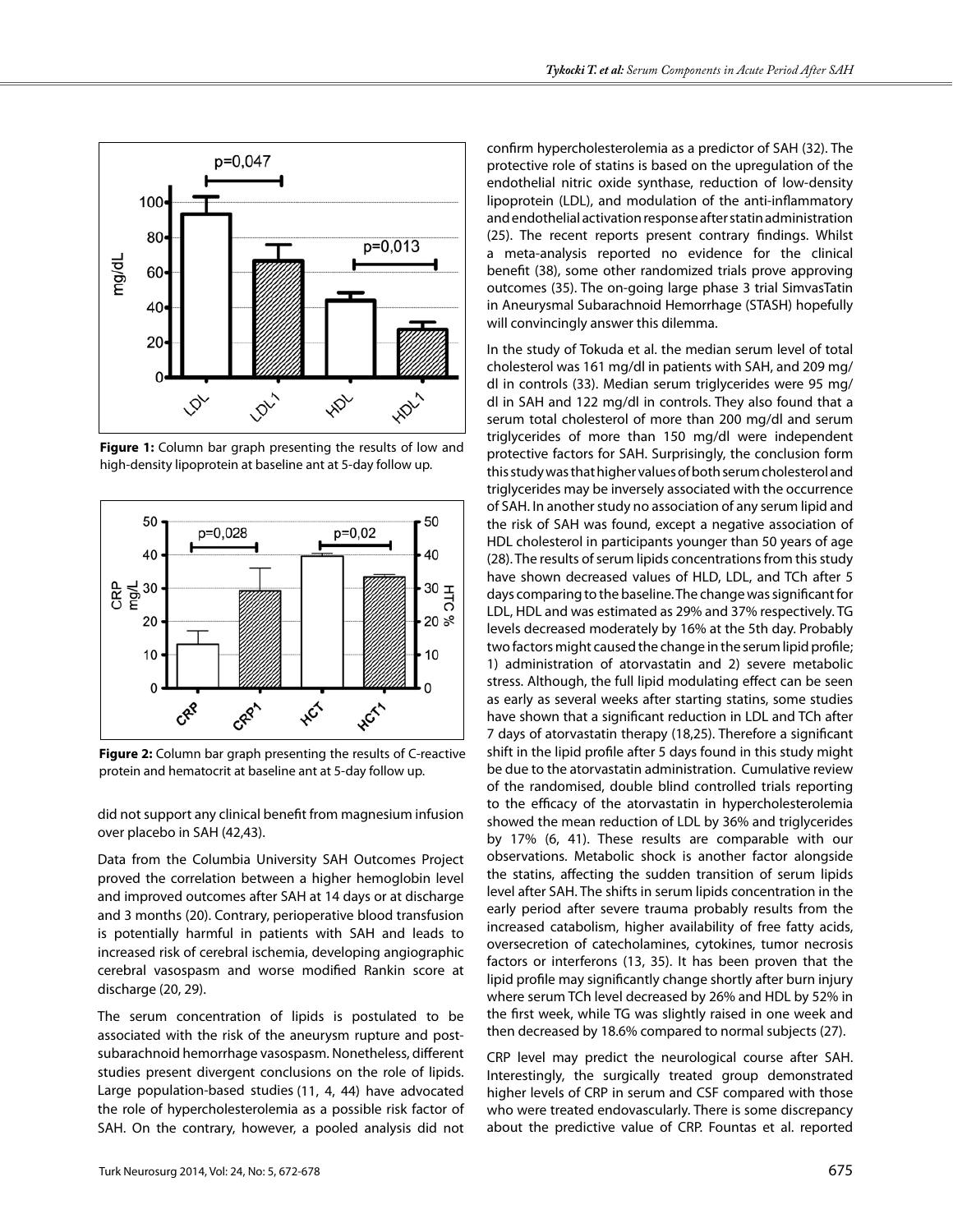**Figure 1:** Column bar graph presenting the results of low and high-density lipoprotein at baseline ant at 5-day follow up.

**Figure 2:** Column bar graph presenting the results of C-reactive protein and hematocrit at baseline ant at 5-day follow up.

did not support any clinical benefit from magnesium infusion over placebo in SAH (42,43).

Data from the Columbia University SAH Outcomes Project proved the correlation between a higher hemoglobin level and improved outcomes after SAH at 14 days or at discharge and 3 months (20). Contrary, perioperative blood transfusion is potentially harmful in patients with SAH and leads to increased risk of cerebral ischemia, developing angiographic cerebral vasospasm and worse modified Rankin score at discharge (20, 29).

The serum concentration of lipids is postulated to be associated with the risk of the aneurysm rupture and post-subarachnoid hemorrhage vasospasm. Nonetheless, different studies present divergent conclusions on the role of lipids. Large population-based studies (11, 4, 44) have advocated the role of hypercholesterolemia as a possible risk factor of SAH. On the contrary, however, a pooled analysis did not confirm hypercholesterolemia as a predictor of SAH (32). The protective role of statins is based on the upregulation of the endothelial nitric oxide synthase, reduction of low-density lipoprotein (LDL), and modulation of the anti-inflammatory and endothelial activation response after statin administration (25). The recent reports present contrary findings. Whilst a meta-analysis reported no evidence for the clinical benefit (38), some other randomized trials prove approving outcomes (35). The on-going large phase 3 trial SimvasTatin in Aneurysmal Subarachnoid Hemorrhage (STASH) hopefully will convincingly answer this dilemma.

In the study of Tokuda et al. the median serum level of total cholesterol was 161 mg/dl in patients with SAH, and 209 mg/dl in controls (33). Median serum triglycerides were 95 mg/dl in SAH and 122 mg/dl in controls. They also found that a serum total cholesterol of more than 200 mg/dl and serum triglycerides of more than 150 mg/dl were independent protective factors for SAH. Surprisingly, the conclusion form this study was that higher values of both serum cholesterol and triglycerides may be inversely associated with the occurrence of SAH. In another study no association of any serum lipid and the risk of SAH was found, except a negative association of HDL cholesterol in participants younger than 50 years of age (28). The results of serum lipids concentrations from this study have shown decreased values of HLD, LDL, and TCh after 5 days comparing to the baseline. The change was significant for LDL, HDL and was estimated as 29% and 37% respectively. TG levels decreased moderately by 16% at the 5th day. Probably two factors might caused the change in the serum lipid profile; 1) administration of atorvastatin and 2) severe metabolic stress. Although, the full lipid modulating effect can be seen as early as several weeks after starting statins, some studies have shown that a significant reduction in LDL and TCh after 7 days of atorvastatin therapy (18,25). Therefore a significant shift in the lipid profile after 5 days found in this study might be due to the atorvastatin administration. Cumulative review of the randomised, double blind controlled trials reporting to the efficacy of the atorvastatin in hypercholesterolemia showed the mean reduction of LDL by 36% and triglycerides by 17% (6, 41). These results are comparable with our observations. Metabolic shock is another factor alongside the statins, affecting the sudden transition of serum lipids level after SAH. The shifts in serum lipids concentration in the early period after severe trauma probably results from the increased catabolism, higher availability of free fatty acids, oversecretion of catecholamines, cytokines, tumor necrosis factors or interferons (13, 35). It has been proven that the lipid profile may significantly change shortly after burn injury where serum TCh level decreased by 26% and HDL by 52% in the first week, while TG was slightly raised in one week and then decreased by 18.6% compared to normal subjects (27).

CRP level may predict the neurological course after SAH. Interestingly, the surgically treated group demonstrated higher levels of CRP in serum and CSF compared with those who were treated endovascularly. There is some discrepancy about the predictive value of CRP. Fountas et al. reported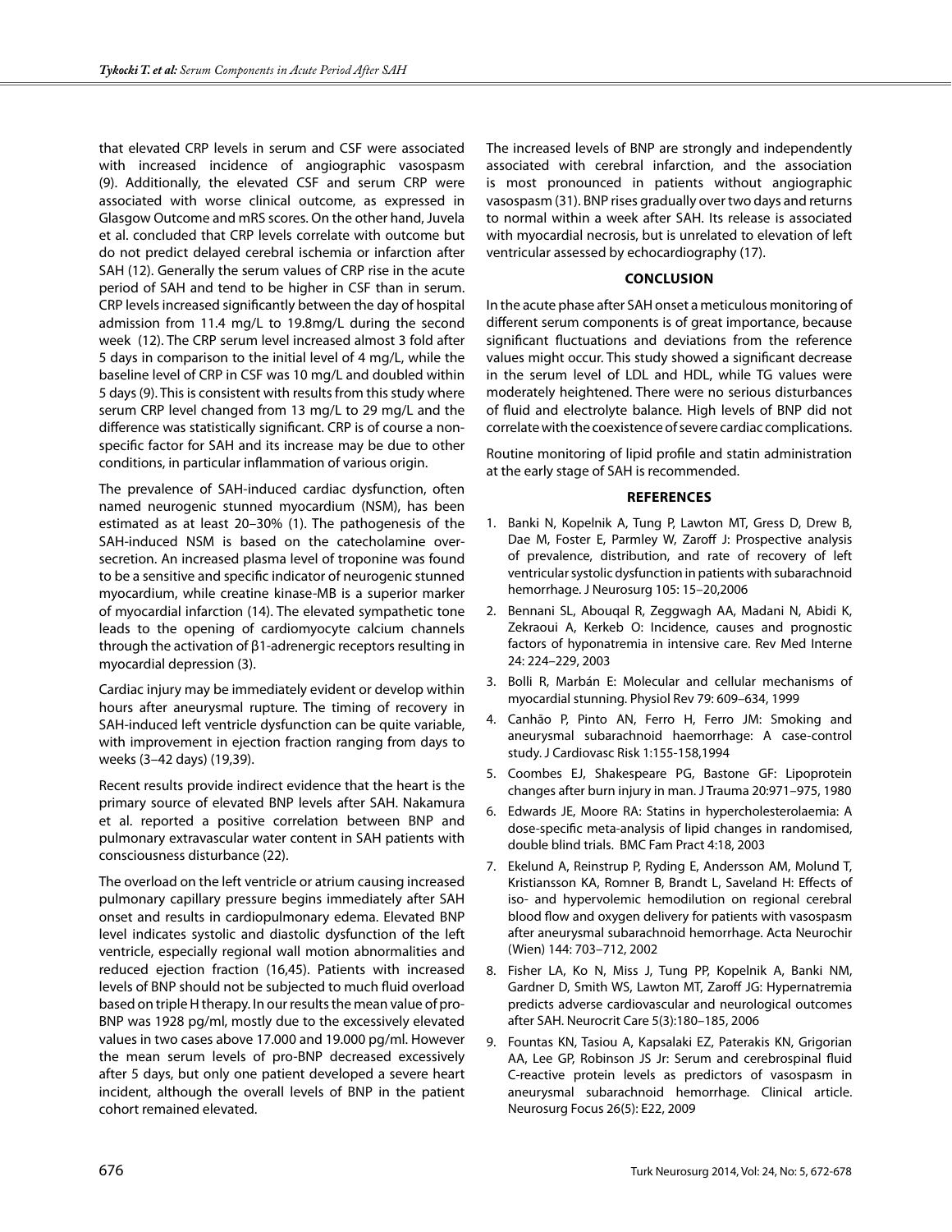that elevated CRP levels in serum and CSF were associated with increased incidence of angiographic vasospasm (9). Additionally, the elevated CSF and serum CRP were associated with worse clinical outcome, as expressed in Glasgow Outcome and mRS scores. On the other hand, Juvela et al. concluded that CRP levels correlate with outcome but do not predict delayed cerebral ischemia or infarction after SAH (12). Generally the serum values of CRP rise in the acute period of SAH and tend to be higher in CSF than in serum. CRP levels increased significantly between the day of hospital admission from 11.4 mg/L to 19.8mg/L during the second week (12). The CRP serum level increased almost 3 fold after 5 days in comparison to the initial level of 4 mg/L, while the baseline level of CRP in CSF was 10 mg/L and doubled within 5 days (9). This is consistent with results from this study where serum CRP level changed from 13 mg/L to 29 mg/L and the difference was statistically significant. CRP is of course a non-specific factor for SAH and its increase may be due to other conditions, in particular inflammation of various origin.

The prevalence of SAH-induced cardiac dysfunction, often named neurogenic stunned myocardium (NSM), has been estimated as at least 20–30% (1). The pathogenesis of the SAH-induced NSM is based on the catecholamine over-secretion. An increased plasma level of troponine was found to be a sensitive and specific indicator of neurogenic stunned myocardium, while creatine kinase-MB is a superior marker of myocardial infarction (14). The elevated sympathetic tone leads to the opening of cardiomyocyte calcium channels through the activation of $\beta$1-adrenergic receptors resulting in myocardial depression (3).

Cardiac injury may be immediately evident or develop within hours after aneurysmal rupture. The timing of recovery in SAH-induced left ventricle dysfunction can be quite variable, with improvement in ejection fraction ranging from days to weeks (3–42 days) (19,39).

Recent results provide indirect evidence that the heart is the primary source of elevated BNP levels after SAH. Nakamura et al. reported a positive correlation between BNP and pulmonary extravascular water content in SAH patients with consciousness disturbance (22).

The overload on the left ventricle or atrium causing increased pulmonary capillary pressure begins immediately after SAH onset and results in cardiopulmonary edema. Elevated BNP level indicates systolic and diastolic dysfunction of the left ventricle, especially regional wall motion abnormalities and reduced ejection fraction (16,45). Patients with increased levels of BNP should not be subjected to much fluid overload based on triple H therapy. In our results the mean value of pro-BNP was 1928 pg/ml, mostly due to the excessively elevated values in two cases above 17.000 and 19.000 pg/ml. However the mean serum levels of pro-BNP decreased excessively after 5 days, but only one patient developed a severe heart incident, although the overall levels of BNP in the patient cohort remained elevated.

The increased levels of BNP are strongly and independently associated with cerebral infarction, and the association is most pronounced in patients without angiographic vasospasm (31). BNP rises gradually over two days and returns to normal within a week after SAH. Its release is associated with myocardial necrosis, but is unrelated to elevation of left ventricular assessed by echocardiography (17).

## CONCLUSION

In the acute phase after SAH onset a meticulous monitoring of different serum components is of great importance, because significant fluctuations and deviations from the reference values might occur. This study showed a significant decrease in the serum level of LDL and HDL, while TG values were moderately heightened. There were no serious disturbances of fluid and electrolyte balance. High levels of BNP did not correlate with the coexistence of severe cardiac complications.

Routine monitoring of lipid profile and statin administration at the early stage of SAH is recommended.

## REFERENCES

1. Banki N, Kopelnik A, Tung P, Lawton MT, Gress D, Drew B, Dae M, Foster E, Parmley W, Zaroff J: Prospective analysis of prevalence, distribution, and rate of recovery of left ventricular systolic dysfunction in patients with subarachnoid hemorrhage. J Neurosurg 105: 15–20,2006
2. Bennani SL, Abouqal R, Zeggwagh AA, Madani N, Abidi K, Zekraoui A, Kerkeb O: Incidence, causes and prognostic factors of hyponatremia in intensive care. Rev Med Interne 24: 224–229, 2003
3. Bolli R, Marbán E: Molecular and cellular mechanisms of myocardial stunning. Physiol Rev 79: 609–634, 1999
4. Canhão P, Pinto AN, Ferro H, Ferro JM: Smoking and aneurysmal subarachnoid haemorrhage: A case-control study. J Cardiovasc Risk 1:155-158,1994
5. Coombes EJ, Shakespeare PG, Bastone GF: Lipoprotein changes after burn injury in man. J Trauma 20:971–975, 1980
6. Edwards JE, Moore RA: Statins in hypercholesterolaemia: A dose-specific meta-analysis of lipid changes in randomised, double blind trials. BMC Fam Pract 4:18, 2003
7. Ekelund A, Reinstrup P, Ryding E, Andersson AM, Molund T, Kristiansson KA, Romner B, Brandt L, Saveland H: Effects of iso- and hypervolemic hemodilution on regional cerebral blood flow and oxygen delivery for patients with vasospasm after aneurysmal subarachnoid hemorrhage. Acta Neurochir (Wien) 144: 703–712, 2002
8. Fisher LA, Ko N, Miss J, Tung PP, Kopelnik A, Banki NM, Gardner D, Smith WS, Lawton MT, Zaroff JG: Hypernatremia predicts adverse cardiovascular and neurological outcomes after SAH. Neurocrit Care 5(3):180–185, 2006
9. Fountas KN, Tasiou A, Kapsalaki EZ, Paterakis KN, Grigorian AA, Lee GP, Robinson JS Jr: Serum and cerebrospinal fluid C-reactive protein levels as predictors of vasospasm in aneurysmal subarachnoid hemorrhage. Clinical article. Neurosurg Focus 26(5): E22, 2009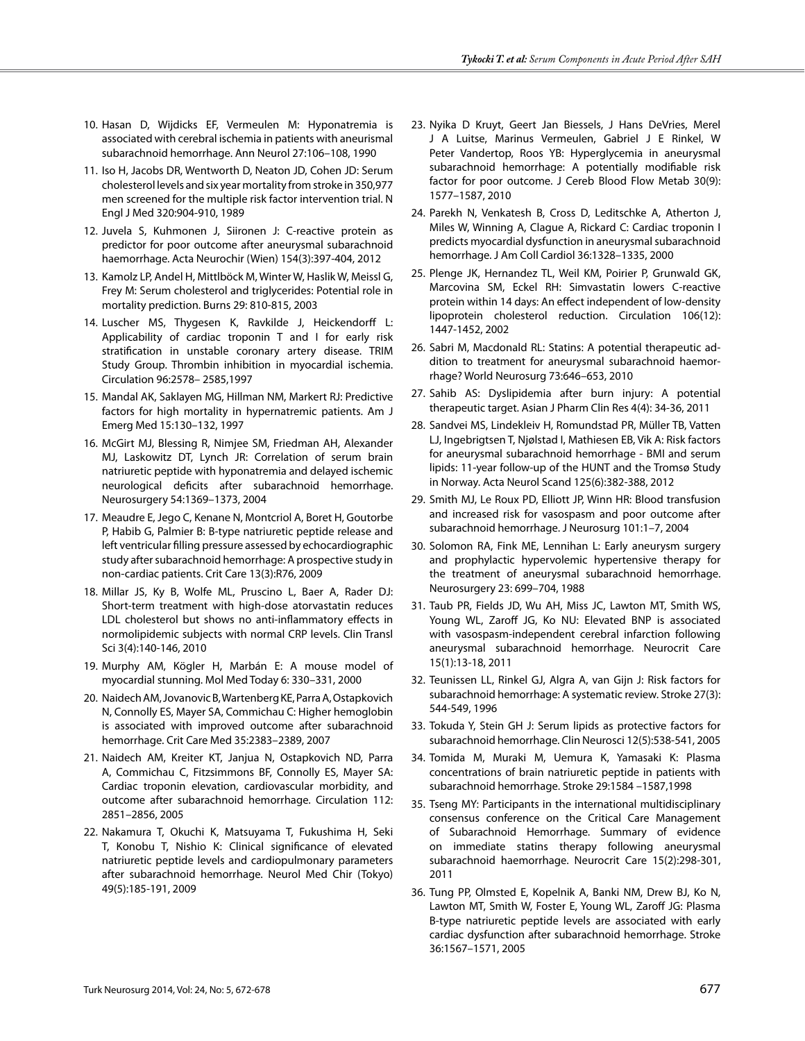10. Hasan D, Wijdicks EF, Vermeulen M: Hyponatremia is associated with cerebral ischemia in patients with aneurismal subarachnoid hemorrhage. Ann Neurol 27:106–108, 1990
11. Iso H, Jacobs DR, Wentworth D, Neaton JD, Cohen JD: Serum cholesterol levels and six year mortality from stroke in 350,977 men screened for the multiple risk factor intervention trial. N Engl J Med 320:904-910, 1989
12. Juvela S, Kuhmonen J, Siironen J: C-reactive protein as predictor for poor outcome after aneurysmal subarachnoid haemorrhage. Acta Neurochir (Wien) 154(3):397-404, 2012
13. Kamolz LP, Andel H, Mittlböck M, Winter W, Haslik W, Meissl G, Frey M: Serum cholesterol and triglycerides: Potential role in mortality prediction. Burns 29: 810-815, 2003
14. Luscher MS, Thygesen K, Ravkilde J, Heickendorff L: Applicability of cardiac troponin T and I for early risk stratification in unstable coronary artery disease. TRIM Study Group. Thrombin inhibition in myocardial ischemia. Circulation 96:2578– 2585,1997
15. Mandal AK, Saklayen MG, Hillman NM, Markert RJ: Predictive factors for high mortality in hypernatremic patients. Am J Emerg Med 15:130–132, 1997
16. McGirt MJ, Blessing R, Nimjee SM, Friedman AH, Alexander MJ, Laskowitz DT, Lynch JR: Correlation of serum brain natriuretic peptide with hyponatremia and delayed ischemic neurological deficits after subarachnoid hemorrhage. Neurosurgery 54:1369–1373, 2004
17. Meaudre E, Jego C, Kenane N, Montcriol A, Boret H, Goutorbe P, Habib G, Palmier B: B-type natriuretic peptide release and left ventricular filling pressure assessed by echocardiographic study after subarachnoid hemorrhage: A prospective study in non-cardiac patients. Crit Care 13(3):R76, 2009
18. Millar JS, Ky B, Wolfe ML, Pruscino L, Baer A, Rader DJ: Short-term treatment with high-dose atorvastatin reduces LDL cholesterol but shows no anti-inflammatory effects in normolipidemic subjects with normal CRP levels. Clin Transl Sci 3(4):140-146, 2010
19. Murphy AM, Kögler H, Marbán E: A mouse model of myocardial stunning. Mol Med Today 6: 330–331, 2000
20. Naidech AM, Jovanovic B, Wartenberg KE, Parra A, Ostapkovich N, Connolly ES, Mayer SA, Commichau C: Higher hemoglobin is associated with improved outcome after subarachnoid hemorrhage. Crit Care Med 35:2383–2389, 2007
21. Naidech AM, Kreiter KT, Janjua N, Ostapkovich ND, Parra A, Commichau C, Fitzsimmons BF, Connolly ES, Mayer SA: Cardiac troponin elevation, cardiovascular morbidity, and outcome after subarachnoid hemorrhage. Circulation 112: 2851–2856, 2005
22. Nakamura T, Okuchi K, Matsuyama T, Fukushima H, Seki T, Konobu T, Nishio K: Clinical significance of elevated natriuretic peptide levels and cardiopulmonary parameters after subarachnoid hemorrhage. Neurol Med Chir (Tokyo) 49(5):185-191, 2009
23. Nyika D Kruyt, Geert Jan Biessels, J Hans DeVries, Merel J A Luitse, Marinus Vermeulen, Gabriel J E Rinkel, W Peter Vandertop, Roos YB: Hyperglycemia in aneurysmal subarachnoid hemorrhage: A potentially modifiable risk factor for poor outcome. J Cereb Blood Flow Metab 30(9): 1577–1587, 2010
24. Parekh N, Venkatesh B, Cross D, Leditschke A, Atherton J, Miles W, Winning A, Clague A, Rickard C: Cardiac troponin I predicts myocardial dysfunction in aneurysmal subarachnoid hemorrhage. J Am Coll Cardiol 36:1328–1335, 2000
25. Plenge JK, Hernandez TL, Weil KM, Poirier P, Grunwald GK, Marcovina SM, Eckel RH: Simvastatin lowers C-reactive protein within 14 days: An effect independent of low-density lipoprotein cholesterol reduction. Circulation 106(12): 1447-1452, 2002
26. Sabri M, Macdonald RL: Statins: A potential therapeutic addition to treatment for aneurysmal subarachnoid haemorrhage? World Neurosurg 73:646–653, 2010
27. Sahib AS: Dyslipidemia after burn injury: A potential therapeutic target. Asian J Pharm Clin Res 4(4): 34-36, 2011
28. Sandvei MS, Lindekleiv H, Romundstad PR, Müller TB, Vatten LJ, Ingebrigtsen T, Njølstad I, Mathiesen EB, Vik A: Risk factors for aneurysmal subarachnoid hemorrhage - BMI and serum lipids: 11-year follow-up of the HUNT and the Tromsø Study in Norway. Acta Neurol Scand 125(6):382-388, 2012
29. Smith MJ, Le Roux PD, Elliott JP, Winn HR: Blood transfusion and increased risk for vasospasm and poor outcome after subarachnoid hemorrhage. J Neurosurg 101:1–7, 2004
30. Solomon RA, Fink ME, Lennihan L: Early aneurysm surgery and prophylactic hypervolemic hypertensive therapy for the treatment of aneurysmal subarachnoid hemorrhage. Neurosurgery 23: 699–704, 1988
31. Taub PR, Fields JD, Wu AH, Miss JC, Lawton MT, Smith WS, Young WL, Zaroff JG, Ko NU: Elevated BNP is associated with vasospasm-independent cerebral infarction following aneurysmal subarachnoid hemorrhage. Neurocrit Care 15(1):13-18, 2011
32. Teunissen LL, Rinkel GJ, Algra A, van Gijn J: Risk factors for subarachnoid hemorrhage: A systematic review. Stroke 27(3): 544-549, 1996
33. Tokuda Y, Stein GH J: Serum lipids as protective factors for subarachnoid hemorrhage. Clin Neurosci 12(5):538-541, 2005
34. Tomida M, Muraki M, Uemura K, Yamasaki K: Plasma concentrations of brain natriuretic peptide in patients with subarachnoid hemorrhage. Stroke 29:1584 –1587,1998
35. Tseng MY: Participants in the international multidisciplinary consensus conference on the Critical Care Management of Subarachnoid Hemorrhage. Summary of evidence on immediate statins therapy following aneurysmal subarachnoid haemorrhage. Neurocrit Care 15(2):298-301, 2011
36. Tung PP, Olmsted E, Kopelnik A, Banki NM, Drew BJ, Ko N, Lawton MT, Smith W, Foster E, Young WL, Zaroff JG: Plasma B-type natriuretic peptide levels are associated with early cardiac dysfunction after subarachnoid hemorrhage. Stroke 36:1567–1571, 2005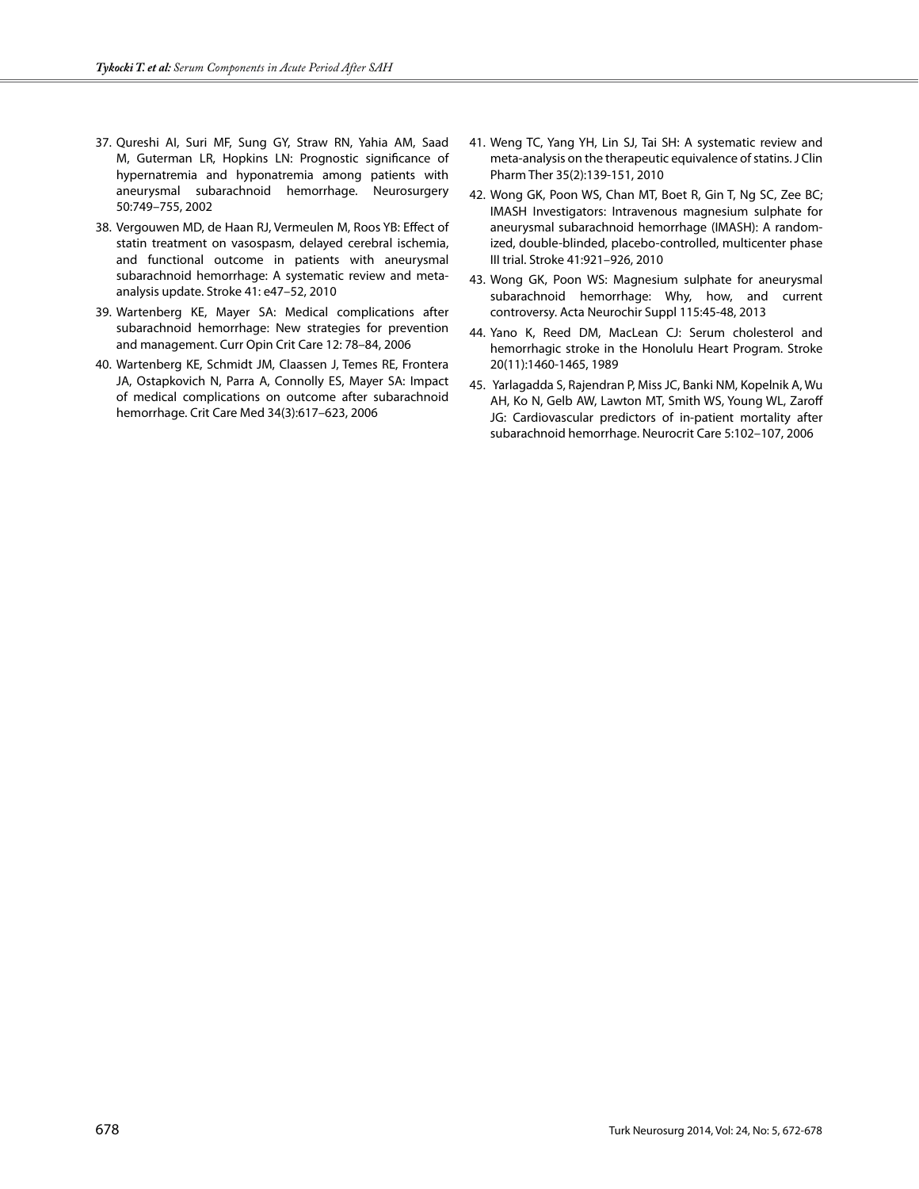37. Qureshi AI, Suri MF, Sung GY, Straw RN, Yahia AM, Saad M, Guterman LR, Hopkins LN: Prognostic significance of hypernatremia and hyponatremia among patients with aneurysmal subarachnoid hemorrhage. Neurosurgery 50:749–755, 2002

38. Vergouwen MD, de Haan RJ, Vermeulen M, Roos YB: Effect of statin treatment on vasospasm, delayed cerebral ischemia, and functional outcome in patients with aneurysmal subarachnoid hemorrhage: A systematic review and meta-analysis update. Stroke 41: e47–52, 2010

39. Wartenberg KE, Mayer SA: Medical complications after subarachnoid hemorrhage: New strategies for prevention and management. Curr Opin Crit Care 12: 78–84, 2006

40. Wartenberg KE, Schmidt JM, Claassen J, Temes RE, Frontera JA, Ostapkovich N, Parra A, Connolly ES, Mayer SA: Impact of medical complications on outcome after subarachnoid hemorrhage. Crit Care Med 34(3):617–623, 2006

41. Weng TC, Yang YH, Lin SJ, Tai SH: A systematic review and meta-analysis on the therapeutic equivalence of statins. J Clin Pharm Ther 35(2):139-151, 2010

42. Wong GK, Poon WS, Chan MT, Boet R, Gin T, Ng SC, Zee BC; IMASH Investigators: Intravenous magnesium sulphate for aneurysmal subarachnoid hemorrhage (IMASH): A randomized, double-blinded, placebo-controlled, multicenter phase III trial. Stroke 41:921–926, 2010

43. Wong GK, Poon WS: Magnesium sulphate for aneurysmal subarachnoid hemorrhage: Why, how, and current controversy. Acta Neurochir Suppl 115:45-48, 2013

44. Yano K, Reed DM, MacLean CJ: Serum cholesterol and hemorrhagic stroke in the Honolulu Heart Program. Stroke 20(11):1460-1465, 1989

45. Yarlagadda S, Rajendran P, Miss JC, Banki NM, Kopelnik A, Wu AH, Ko N, Gelb AW, Lawton MT, Smith WS, Young WL, Zaroff JG: Cardiovascular predictors of in-patient mortality after subarachnoid hemorrhage. Neurocrit Care 5:102–107, 2006